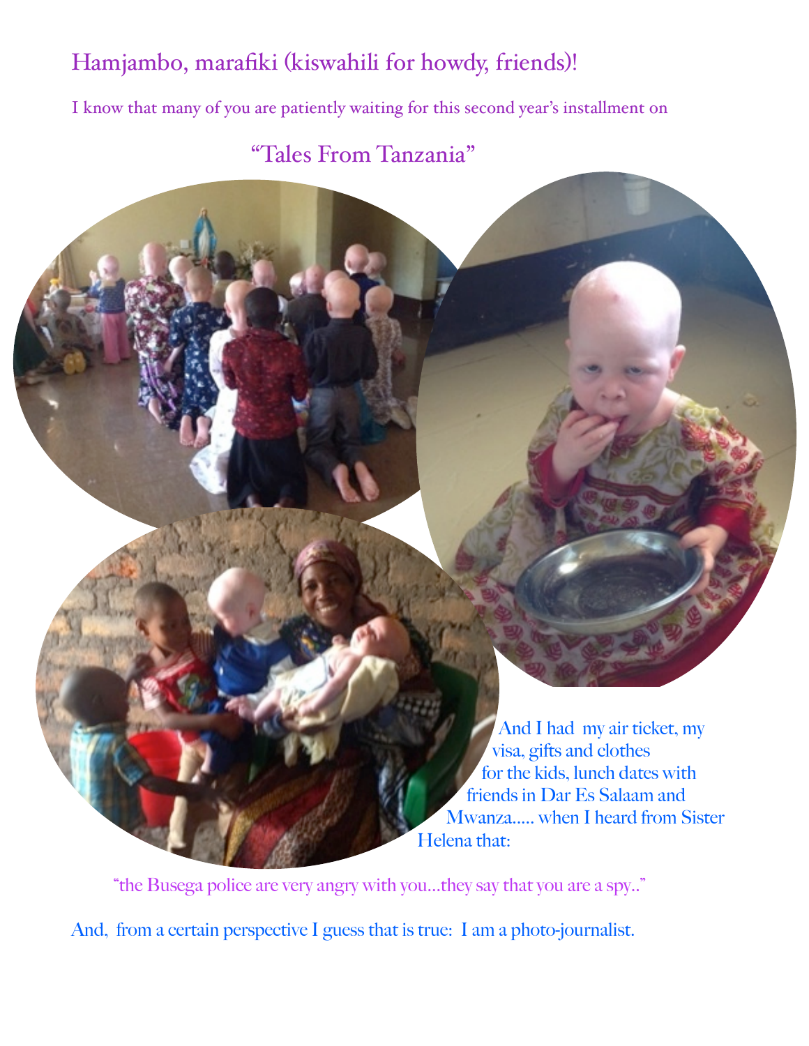Hamjambo, marafiki (kiswahili for howdy, friends)!

I know that many of you are patiently waiting for this second year's installment on

"Tales From Tanzania"

And I had my air ticket, my visa, gifts and clothes for the kids, lunch dates with friends in Dar Es Salaam and Mwanza..... when I heard from Sister Helena that:

"the Busega police are very angry with you...they say that you are a spy.."

And, from a certain perspective I guess that is true: I am a photo-journalist.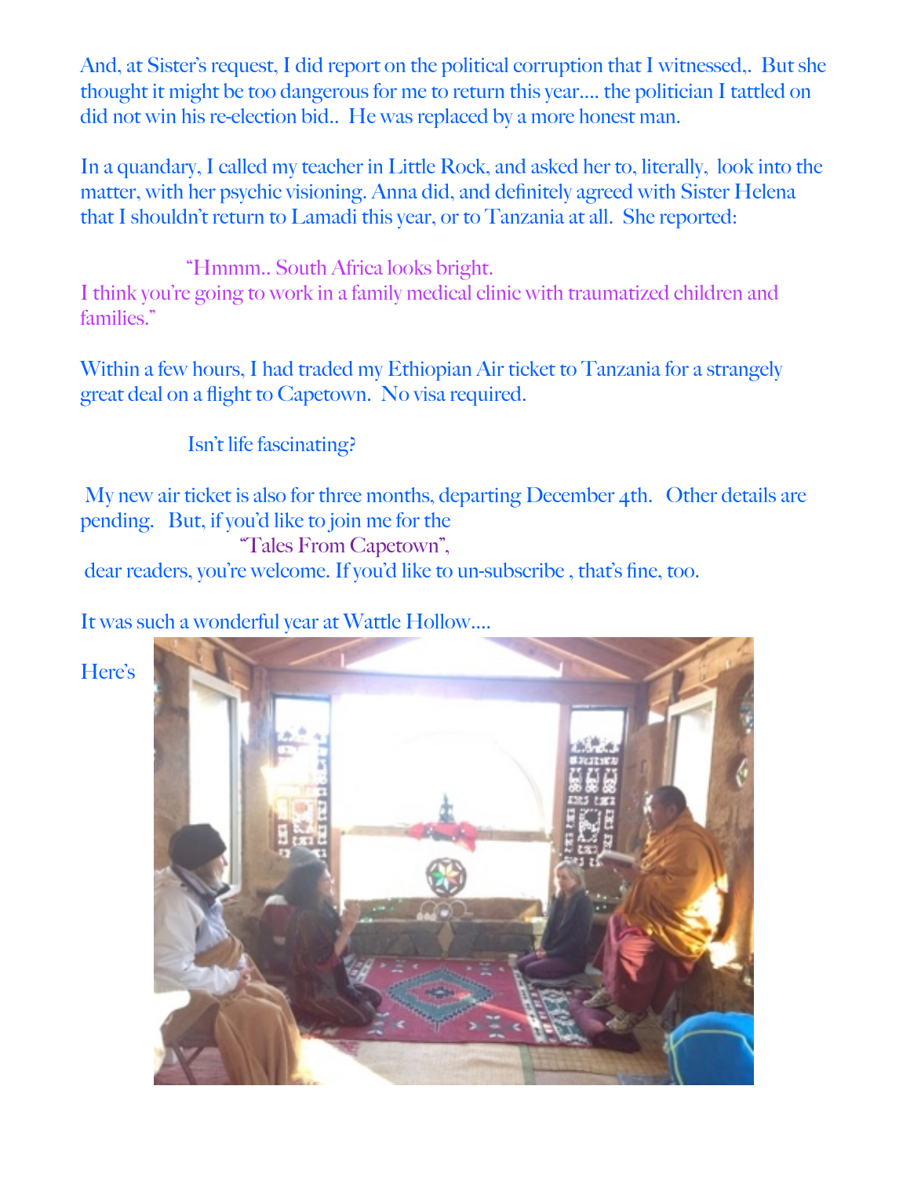And, at Sister's request, I did report on the political corruption that I witnessed,. But she thought it might be too dangerous for me to return this year.... the politician I tattled on did not win his re-election bid.. He was replaced by a more honest man.

In a quandary, I called my teacher in Little Rock, and asked her to, literally, look into the matter, with her psychic visioning. Anna did, and definitely agreed with Sister Helena that I shouldn't return to Lamadi this year, or to Tanzania at all. She reported:

"Hmmm.. South Africa looks bright.
I think you're going to work in a family medical clinic with traumatized children and families."

Within a few hours, I had traded my Ethiopian Air ticket to Tanzania for a strangely great deal on a flight to Capetown. No visa required.

Isn't life fascinating?

My new air ticket is also for three months, departing December 4th. Other details are pending. But, if you'd like to join me for the

"Tales From Capetown",

dear readers, you're welcome. If you'd like to un-subscribe , that's fine, too.

It was such a wonderful year at Wattle Hollow....

Here's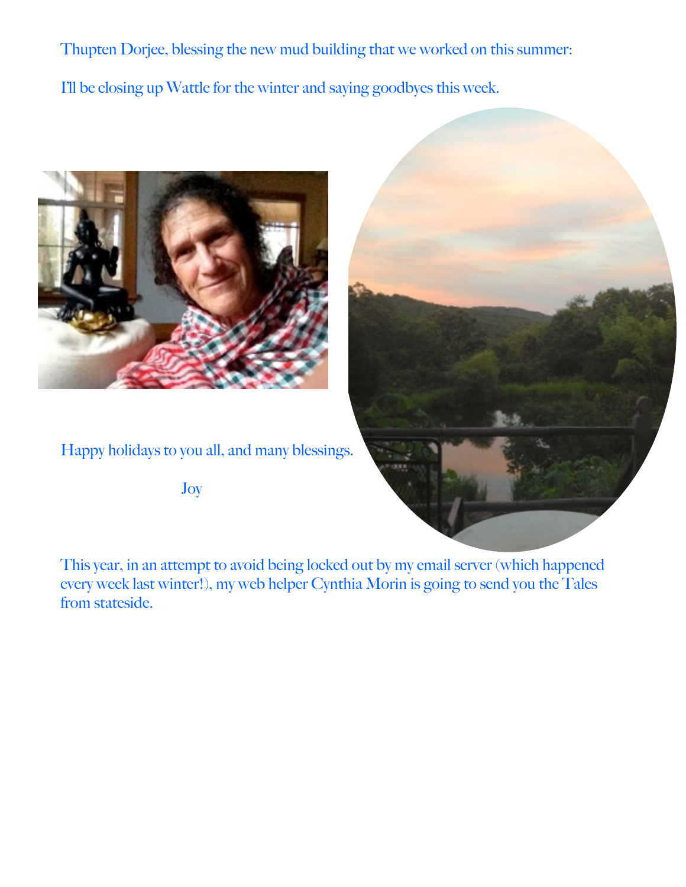Thupten Dorjee, blessing the new mud building that we worked on this summer:

I'll be closing up Wattle for the winter and saying goodbyes this week.

Happy holidays to you all, and many blessings.

Joy

This year, in an attempt to avoid being locked out by my email server (which happened every week last winter!), my web helper Cynthia Morin is going to send you the Tales from stateside.